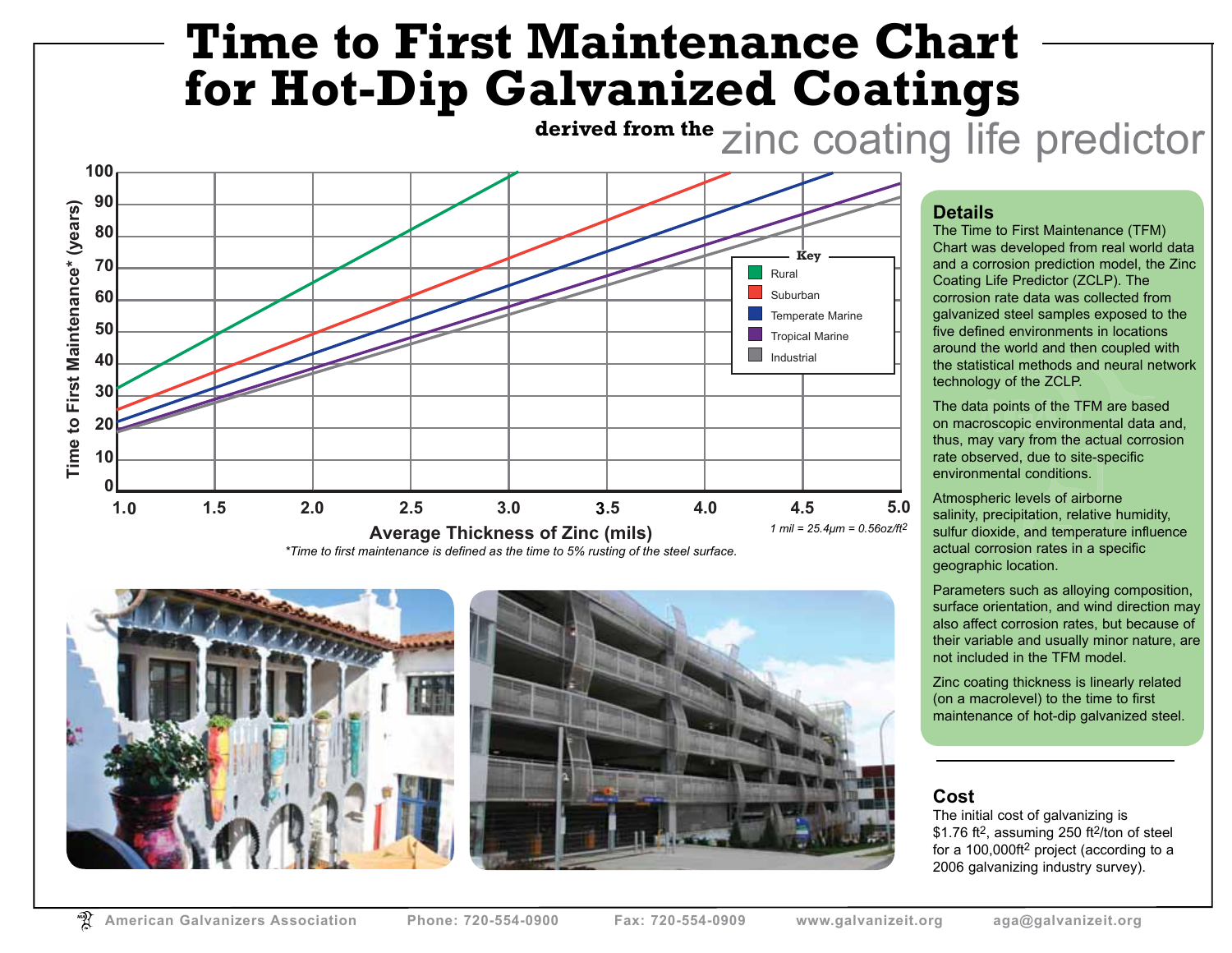# Time to First Maintenance Chart for Hot-Dip Galvanized Coatings

**derived from the** zinc coating life predictor

Key: Rural, Suburban, Temperate Marine, Tropical Marine, Industrial

Time to First Maintenance* (years)

Average Thickness of Zinc (mils)

*1 mil = 25.4μm = 0.56oz/ft²*

*\*Time to first maintenance is defined as the time to 5% rusting of the steel surface.*

## Details

The Time to First Maintenance (TFM) Chart was developed from real world data and a corrosion prediction model, the Zinc Coating Life Predictor (ZCLP). The corrosion rate data was collected from galvanized steel samples exposed to the five defined environments in locations around the world and then coupled with the statistical methods and neural network technology of the ZCLP.

The data points of the TFM are based on macroscopic environmental data and, thus, may vary from the actual corrosion rate observed, due to site-specific environmental conditions.

Atmospheric levels of airborne salinity, precipitation, relative humidity, sulfur dioxide, and temperature influence actual corrosion rates in a specific geographic location.

Parameters such as alloying composition, surface orientation, and wind direction may also affect corrosion rates, but because of their variable and usually minor nature, are not included in the TFM model.

Zinc coating thickness is linearly related (on a macrolevel) to the time to first maintenance of hot-dip galvanized steel.

## Cost

The initial cost of galvanizing is \$1.76 ft², assuming 250 ft²/ton of steel for a 100,000ft² project (according to a 2006 galvanizing industry survey).

American Galvanizers Association  Phone: 720-554-0900  Fax: 720-554-0909  www.galvanizeit.org  aga@galvanizeit.org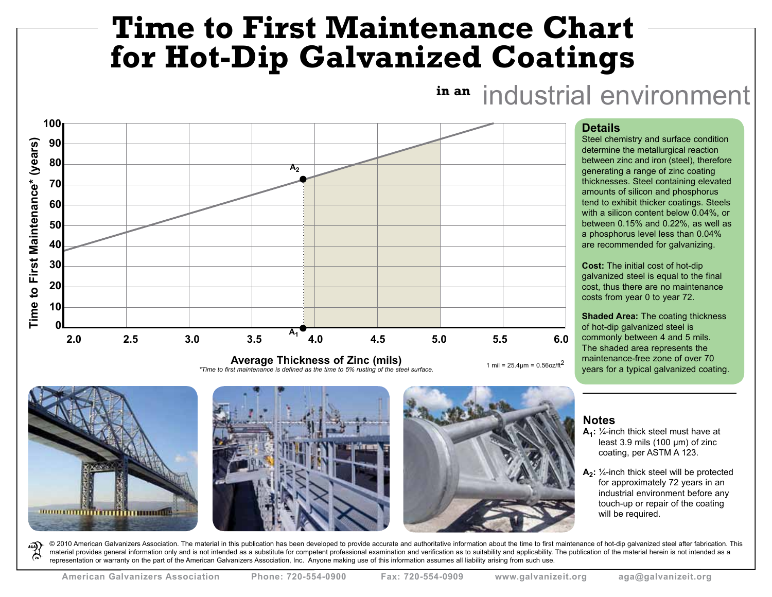# Time to First Maintenance Chart for Hot-Dip Galvanized Coatings

**in an** industrial environment

Time to First Maintenance* (years)

100
90
80
70
60
50
40
30
20
10
0

$A_2$

$A_1$

2.0 2.5 3.0 3.5 4.0 4.5 5.0 5.5 6.0

**Average Thickness of Zinc (mils)**

*\*Time to first maintenance is defined as the time to 5% rusting of the steel surface.*

1 mil = 25.4µm = 0.56oz/ft$^2$

## Details

Steel chemistry and surface condition determine the metallurgical reaction between zinc and iron (steel), therefore generating a range of zinc coating thicknesses. Steel containing elevated amounts of silicon and phosphorus tend to exhibit thicker coatings. Steels with a silicon content below 0.04%, or between 0.15% and 0.22%, as well as a phosphorus level less than 0.04% are recommended for galvanizing.

**Cost:** The initial cost of hot-dip galvanized steel is equal to the final cost, thus there are no maintenance costs from year 0 to year 72.

**Shaded Area:** The coating thickness of hot-dip galvanized steel is commonly between 4 and 5 mils. The shaded area represents the maintenance-free zone of over 70 years for a typical galvanized coating.

## Notes

**$A_1$:** ¼-inch thick steel must have at least 3.9 mils (100 µm) of zinc coating, per ASTM A 123.

**$A_2$:** ¼-inch thick steel will be protected for approximately 72 years in an industrial environment before any touch-up or repair of the coating will be required.

© 2010 American Galvanizers Association. The material in this publication has been developed to provide accurate and authoritative information about the time to first maintenance of hot-dip galvanized steel after fabrication. This material provides general information only and is not intended as a substitute for competent professional examination and verification as to suitability and applicability. The publication of the material herein is not intended as a representation or warranty on the part of the American Galvanizers Association, Inc. Anyone making use of this information assumes all liability arising from such use.

American Galvanizers Association Phone: 720-554-0900 Fax: 720-554-0909 www.galvanizeit.org aga@galvanizeit.org